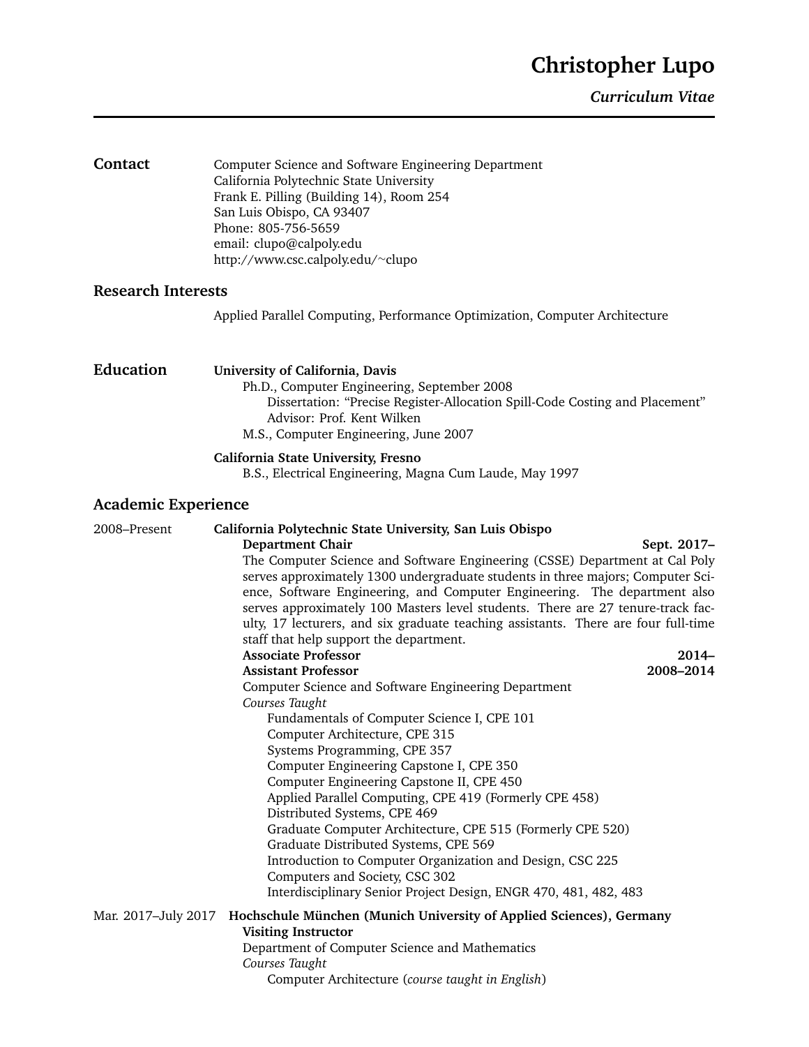# Christopher Lupo

***Curriculum Vitae***

---

## Contact

Computer Science and Software Engineering Department
California Polytechnic State University
Frank E. Pilling (Building 14), Room 254
San Luis Obispo, CA 93407
Phone: 805-756-5659
email: clupo@calpoly.edu
http://www.csc.calpoly.edu/~clupo

## Research Interests

Applied Parallel Computing, Performance Optimization, Computer Architecture

## Education

**University of California, Davis**
Ph.D., Computer Engineering, September 2008
Dissertation: "Precise Register-Allocation Spill-Code Costing and Placement"
Advisor: Prof. Kent Wilken
M.S., Computer Engineering, June 2007

**California State University, Fresno**
B.S., Electrical Engineering, Magna Cum Laude, May 1997

## Academic Experience

2008–Present **California Polytechnic State University, San Luis Obispo**

**Department Chair** — **Sept. 2017–**

The Computer Science and Software Engineering (CSSE) Department at Cal Poly serves approximately 1300 undergraduate students in three majors; Computer Science, Software Engineering, and Computer Engineering. The department also serves approximately 100 Masters level students. There are 27 tenure-track faculty, 17 lecturers, and six graduate teaching assistants. There are four full-time staff that help support the department.

**Associate Professor** — **2014–**

**Assistant Professor** — **2008–2014**

Computer Science and Software Engineering Department

*Courses Taught*

- Fundamentals of Computer Science I, CPE 101
- Computer Architecture, CPE 315
- Systems Programming, CPE 357
- Computer Engineering Capstone I, CPE 350
- Computer Engineering Capstone II, CPE 450
- Applied Parallel Computing, CPE 419 (Formerly CPE 458)
- Distributed Systems, CPE 469
- Graduate Computer Architecture, CPE 515 (Formerly CPE 520)
- Graduate Distributed Systems, CPE 569
- Introduction to Computer Organization and Design, CSC 225
- Computers and Society, CSC 302
- Interdisciplinary Senior Project Design, ENGR 470, 481, 482, 483

Mar. 2017–July 2017 **Hochschule München (Munich University of Applied Sciences), Germany**

**Visiting Instructor**

Department of Computer Science and Mathematics

*Courses Taught*

- Computer Architecture (*course taught in English*)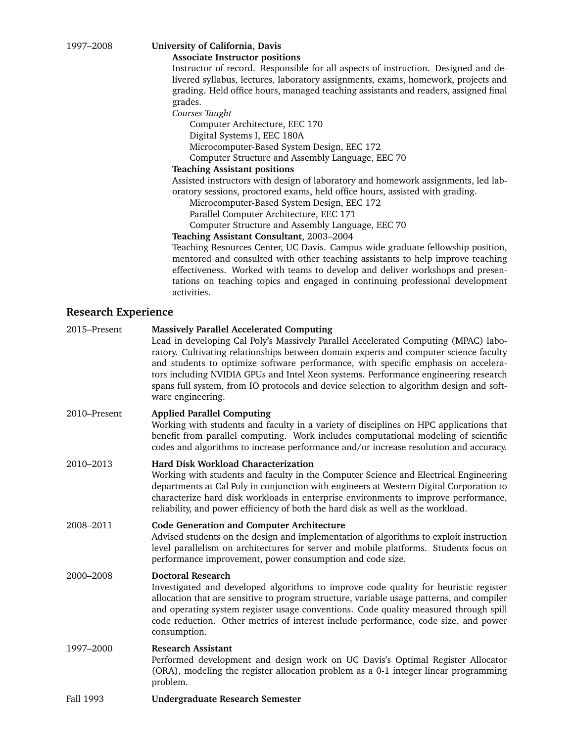1997–2008 **University of California, Davis**

**Associate Instructor positions**

Instructor of record. Responsible for all aspects of instruction. Designed and delivered syllabus, lectures, laboratory assignments, exams, homework, projects and grading. Held office hours, managed teaching assistants and readers, assigned final grades.

*Courses Taught*

- Computer Architecture, EEC 170
- Digital Systems I, EEC 180A
- Microcomputer-Based System Design, EEC 172
- Computer Structure and Assembly Language, EEC 70

**Teaching Assistant positions**

Assisted instructors with design of laboratory and homework assignments, led laboratory sessions, proctored exams, held office hours, assisted with grading.

- Microcomputer-Based System Design, EEC 172
- Parallel Computer Architecture, EEC 171
- Computer Structure and Assembly Language, EEC 70

**Teaching Assistant Consultant**, 2003–2004

Teaching Resources Center, UC Davis. Campus wide graduate fellowship position, mentored and consulted with other teaching assistants to help improve teaching effectiveness. Worked with teams to develop and deliver workshops and presentations on teaching topics and engaged in continuing professional development activities.

## Research Experience

2015–Present **Massively Parallel Accelerated Computing**

Lead in developing Cal Poly's Massively Parallel Accelerated Computing (MPAC) laboratory. Cultivating relationships between domain experts and computer science faculty and students to optimize software performance, with specific emphasis on accelerators including NVIDIA GPUs and Intel Xeon systems. Performance engineering research spans full system, from IO protocols and device selection to algorithm design and software engineering.

2010–Present **Applied Parallel Computing**

Working with students and faculty in a variety of disciplines on HPC applications that benefit from parallel computing. Work includes computational modeling of scientific codes and algorithms to increase performance and/or increase resolution and accuracy.

2010–2013 **Hard Disk Workload Characterization**

Working with students and faculty in the Computer Science and Electrical Engineering departments at Cal Poly in conjunction with engineers at Western Digital Corporation to characterize hard disk workloads in enterprise environments to improve performance, reliability, and power efficiency of both the hard disk as well as the workload.

2008–2011 **Code Generation and Computer Architecture**

Advised students on the design and implementation of algorithms to exploit instruction level parallelism on architectures for server and mobile platforms. Students focus on performance improvement, power consumption and code size.

2000–2008 **Doctoral Research**

Investigated and developed algorithms to improve code quality for heuristic register allocation that are sensitive to program structure, variable usage patterns, and compiler and operating system register usage conventions. Code quality measured through spill code reduction. Other metrics of interest include performance, code size, and power consumption.

1997–2000 **Research Assistant**

Performed development and design work on UC Davis's Optimal Register Allocator (ORA), modeling the register allocation problem as a 0-1 integer linear programming problem.

Fall 1993 **Undergraduate Research Semester**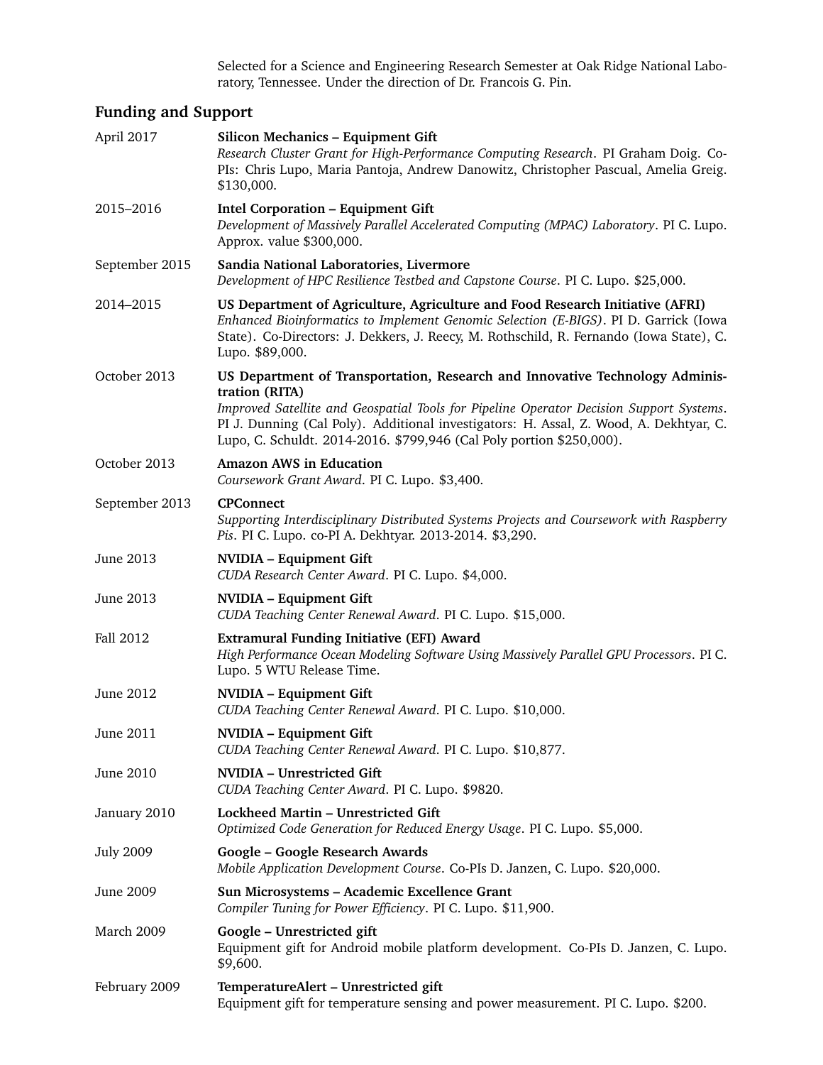Selected for a Science and Engineering Research Semester at Oak Ridge National Laboratory, Tennessee. Under the direction of Dr. Francois G. Pin.

## Funding and Support

April 2017 — **Silicon Mechanics – Equipment Gift**
*Research Cluster Grant for High-Performance Computing Research*. PI Graham Doig. Co-PIs: Chris Lupo, Maria Pantoja, Andrew Danowitz, Christopher Pascual, Amelia Greig. $130,000.

2015–2016 — **Intel Corporation – Equipment Gift**
*Development of Massively Parallel Accelerated Computing (MPAC) Laboratory*. PI C. Lupo. Approx. value $300,000.

September 2015 — **Sandia National Laboratories, Livermore**
*Development of HPC Resilience Testbed and Capstone Course*. PI C. Lupo. $25,000.

2014–2015 — **US Department of Agriculture, Agriculture and Food Research Initiative (AFRI)**
*Enhanced Bioinformatics to Implement Genomic Selection (E-BIGS)*. PI D. Garrick (Iowa State). Co-Directors: J. Dekkers, J. Reecy, M. Rothschild, R. Fernando (Iowa State), C. Lupo. $89,000.

October 2013 — **US Department of Transportation, Research and Innovative Technology Administration (RITA)**
*Improved Satellite and Geospatial Tools for Pipeline Operator Decision Support Systems*. PI J. Dunning (Cal Poly). Additional investigators: H. Assal, Z. Wood, A. Dekhtyar, C. Lupo, C. Schuldt. 2014-2016. $799,946 (Cal Poly portion $250,000).

October 2013 — **Amazon AWS in Education**
*Coursework Grant Award*. PI C. Lupo. $3,400.

September 2013 — **CPConnect**
*Supporting Interdisciplinary Distributed Systems Projects and Coursework with Raspberry Pis*. PI C. Lupo. co-PI A. Dekhtyar. 2013-2014. $3,290.

June 2013 — **NVIDIA – Equipment Gift**
*CUDA Research Center Award*. PI C. Lupo. $4,000.

June 2013 — **NVIDIA – Equipment Gift**
*CUDA Teaching Center Renewal Award*. PI C. Lupo. $15,000.

Fall 2012 — **Extramural Funding Initiative (EFI) Award**
*High Performance Ocean Modeling Software Using Massively Parallel GPU Processors*. PI C. Lupo. 5 WTU Release Time.

June 2012 — **NVIDIA – Equipment Gift**
*CUDA Teaching Center Renewal Award*. PI C. Lupo. $10,000.

June 2011 — **NVIDIA – Equipment Gift**
*CUDA Teaching Center Renewal Award*. PI C. Lupo. $10,877.

June 2010 — **NVIDIA – Unrestricted Gift**
*CUDA Teaching Center Award*. PI C. Lupo. $9820.

January 2010 — **Lockheed Martin – Unrestricted Gift**
*Optimized Code Generation for Reduced Energy Usage*. PI C. Lupo. $5,000.

July 2009 — **Google – Google Research Awards**
*Mobile Application Development Course*. Co-PIs D. Janzen, C. Lupo. $20,000.

June 2009 — **Sun Microsystems – Academic Excellence Grant**
*Compiler Tuning for Power Efficiency*. PI C. Lupo. $11,900.

March 2009 — **Google – Unrestricted gift**
Equipment gift for Android mobile platform development. Co-PIs D. Janzen, C. Lupo. $9,600.

February 2009 — **TemperatureAlert – Unrestricted gift**
Equipment gift for temperature sensing and power measurement. PI C. Lupo. $200.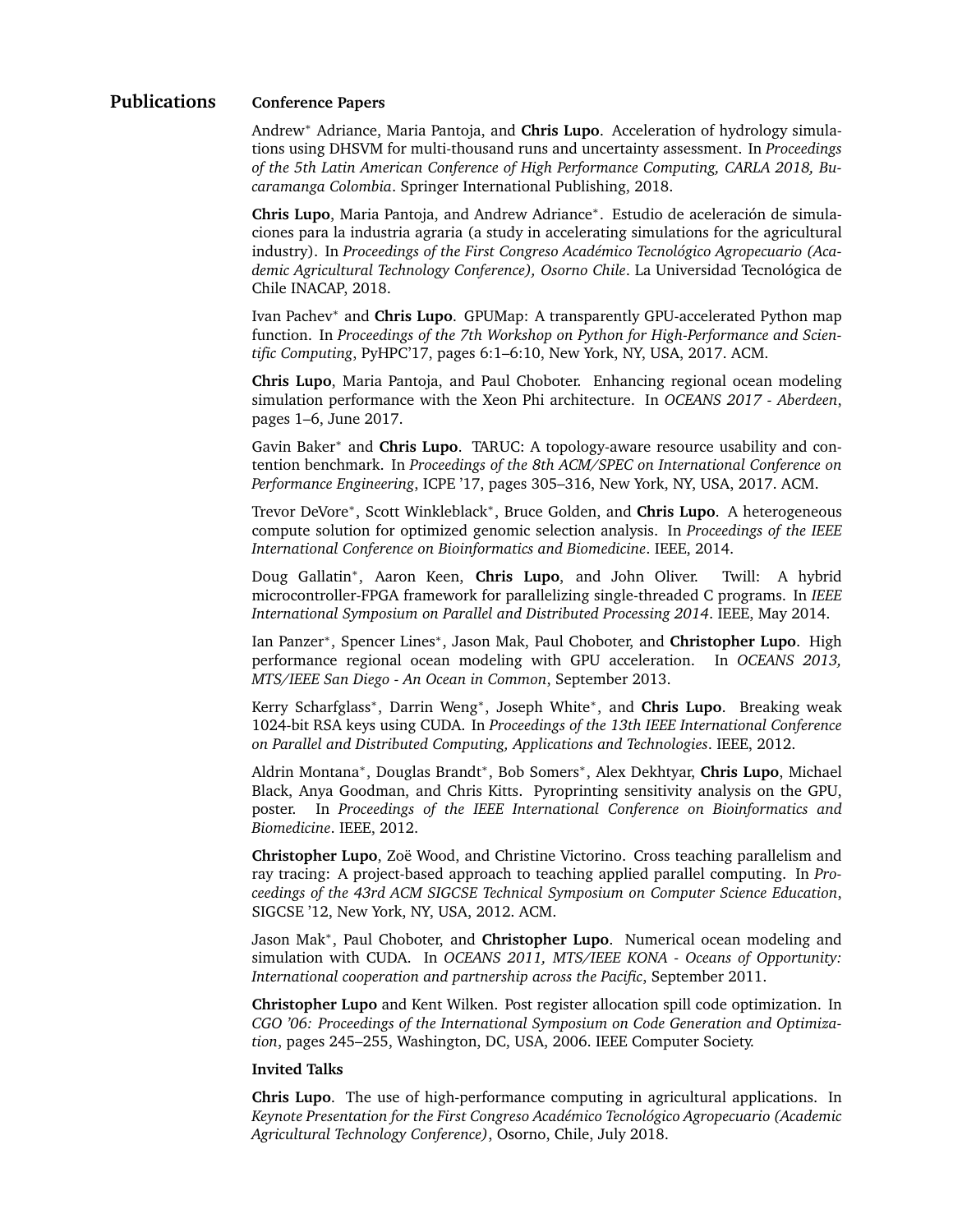## Publications

### Conference Papers

Andrew* Adriance, Maria Pantoja, and **Chris Lupo**. Acceleration of hydrology simulations using DHSVM for multi-thousand runs and uncertainty assessment. In *Proceedings of the 5th Latin American Conference of High Performance Computing, CARLA 2018, Bucaramanga Colombia*. Springer International Publishing, 2018.

**Chris Lupo**, Maria Pantoja, and Andrew Adriance*. Estudio de aceleración de simulaciones para la industria agraria (a study in accelerating simulations for the agricultural industry). In *Proceedings of the First Congreso Académico Tecnológico Agropecuario (Academic Agricultural Technology Conference), Osorno Chile*. La Universidad Tecnológica de Chile INACAP, 2018.

Ivan Pachev* and **Chris Lupo**. GPUMap: A transparently GPU-accelerated Python map function. In *Proceedings of the 7th Workshop on Python for High-Performance and Scientific Computing*, PyHPC'17, pages 6:1–6:10, New York, NY, USA, 2017. ACM.

**Chris Lupo**, Maria Pantoja, and Paul Choboter. Enhancing regional ocean modeling simulation performance with the Xeon Phi architecture. In *OCEANS 2017 - Aberdeen*, pages 1–6, June 2017.

Gavin Baker* and **Chris Lupo**. TARUC: A topology-aware resource usability and contention benchmark. In *Proceedings of the 8th ACM/SPEC on International Conference on Performance Engineering*, ICPE '17, pages 305–316, New York, NY, USA, 2017. ACM.

Trevor DeVore*, Scott Winkleblack*, Bruce Golden, and **Chris Lupo**. A heterogeneous compute solution for optimized genomic selection analysis. In *Proceedings of the IEEE International Conference on Bioinformatics and Biomedicine*. IEEE, 2014.

Doug Gallatin*, Aaron Keen, **Chris Lupo**, and John Oliver. Twill: A hybrid microcontroller-FPGA framework for parallelizing single-threaded C programs. In *IEEE International Symposium on Parallel and Distributed Processing 2014*. IEEE, May 2014.

Ian Panzer*, Spencer Lines*, Jason Mak, Paul Choboter, and **Christopher Lupo**. High performance regional ocean modeling with GPU acceleration. In *OCEANS 2013, MTS/IEEE San Diego - An Ocean in Common*, September 2013.

Kerry Scharfglass*, Darrin Weng*, Joseph White*, and **Chris Lupo**. Breaking weak 1024-bit RSA keys using CUDA. In *Proceedings of the 13th IEEE International Conference on Parallel and Distributed Computing, Applications and Technologies*. IEEE, 2012.

Aldrin Montana*, Douglas Brandt*, Bob Somers*, Alex Dekhtyar, **Chris Lupo**, Michael Black, Anya Goodman, and Chris Kitts. Pyroprinting sensitivity analysis on the GPU, poster. In *Proceedings of the IEEE International Conference on Bioinformatics and Biomedicine*. IEEE, 2012.

**Christopher Lupo**, Zoë Wood, and Christine Victorino. Cross teaching parallelism and ray tracing: A project-based approach to teaching applied parallel computing. In *Proceedings of the 43rd ACM SIGCSE Technical Symposium on Computer Science Education*, SIGCSE '12, New York, NY, USA, 2012. ACM.

Jason Mak*, Paul Choboter, and **Christopher Lupo**. Numerical ocean modeling and simulation with CUDA. In *OCEANS 2011, MTS/IEEE KONA - Oceans of Opportunity: International cooperation and partnership across the Pacific*, September 2011.

**Christopher Lupo** and Kent Wilken. Post register allocation spill code optimization. In *CGO '06: Proceedings of the International Symposium on Code Generation and Optimization*, pages 245–255, Washington, DC, USA, 2006. IEEE Computer Society.

### Invited Talks

**Chris Lupo**. The use of high-performance computing in agricultural applications. In *Keynote Presentation for the First Congreso Académico Tecnológico Agropecuario (Academic Agricultural Technology Conference)*, Osorno, Chile, July 2018.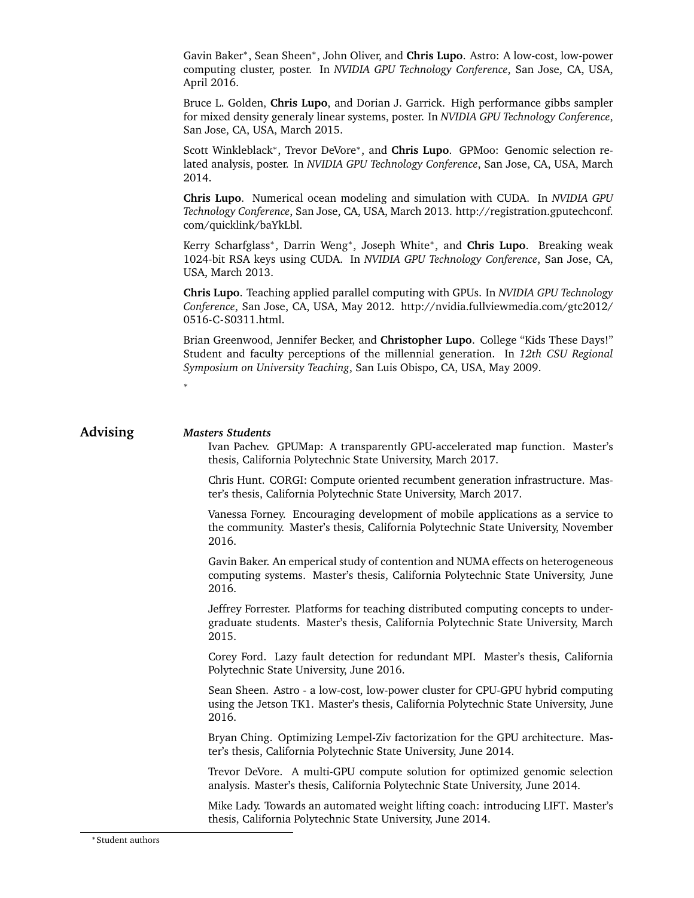Gavin Baker*, Sean Sheen*, John Oliver, and **Chris Lupo**. Astro: A low-cost, low-power computing cluster, poster. In *NVIDIA GPU Technology Conference*, San Jose, CA, USA, April 2016.

Bruce L. Golden, **Chris Lupo**, and Dorian J. Garrick. High performance gibbs sampler for mixed density generaly linear systems, poster. In *NVIDIA GPU Technology Conference*, San Jose, CA, USA, March 2015.

Scott Winkleblack*, Trevor DeVore*, and **Chris Lupo**. GPMoo: Genomic selection related analysis, poster. In *NVIDIA GPU Technology Conference*, San Jose, CA, USA, March 2014.

**Chris Lupo**. Numerical ocean modeling and simulation with CUDA. In *NVIDIA GPU Technology Conference*, San Jose, CA, USA, March 2013. http://registration.gputechconf.com/quicklink/baYkLbl.

Kerry Scharfglass*, Darrin Weng*, Joseph White*, and **Chris Lupo**. Breaking weak 1024-bit RSA keys using CUDA. In *NVIDIA GPU Technology Conference*, San Jose, CA, USA, March 2013.

**Chris Lupo**. Teaching applied parallel computing with GPUs. In *NVIDIA GPU Technology Conference*, San Jose, CA, USA, May 2012. http://nvidia.fullviewmedia.com/gtc2012/0516-C-S0311.html.

Brian Greenwood, Jennifer Becker, and **Christopher Lupo**. College “Kids These Days!” Student and faculty perceptions of the millennial generation. In *12th CSU Regional Symposium on University Teaching*, San Luis Obispo, CA, USA, May 2009.

*

## Advising

***Masters Students***

Ivan Pachev. GPUMap: A transparently GPU-accelerated map function. Master’s thesis, California Polytechnic State University, March 2017.

Chris Hunt. CORGI: Compute oriented recumbent generation infrastructure. Master’s thesis, California Polytechnic State University, March 2017.

Vanessa Forney. Encouraging development of mobile applications as a service to the community. Master’s thesis, California Polytechnic State University, November 2016.

Gavin Baker. An emperical study of contention and NUMA effects on heterogeneous computing systems. Master’s thesis, California Polytechnic State University, June 2016.

Jeffrey Forrester. Platforms for teaching distributed computing concepts to undergraduate students. Master’s thesis, California Polytechnic State University, March 2015.

Corey Ford. Lazy fault detection for redundant MPI. Master’s thesis, California Polytechnic State University, June 2016.

Sean Sheen. Astro - a low-cost, low-power cluster for CPU-GPU hybrid computing using the Jetson TK1. Master’s thesis, California Polytechnic State University, June 2016.

Bryan Ching. Optimizing Lempel-Ziv factorization for the GPU architecture. Master’s thesis, California Polytechnic State University, June 2014.

Trevor DeVore. A multi-GPU compute solution for optimized genomic selection analysis. Master’s thesis, California Polytechnic State University, June 2014.

Mike Lady. Towards an automated weight lifting coach: introducing LIFT. Master’s thesis, California Polytechnic State University, June 2014.

*Student authors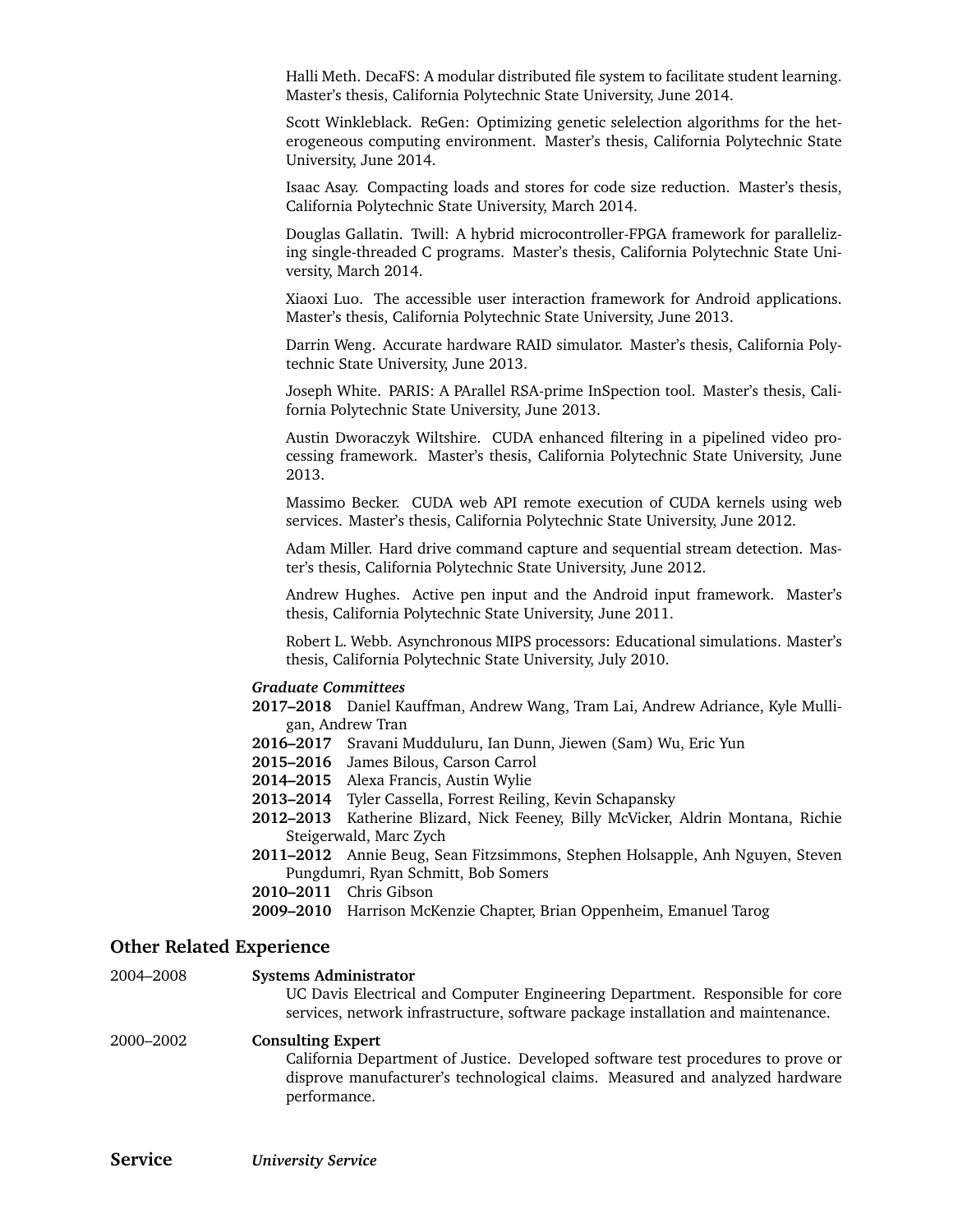Halli Meth. DecaFS: A modular distributed file system to facilitate student learning. Master's thesis, California Polytechnic State University, June 2014.

Scott Winkleblack. ReGen: Optimizing genetic selelection algorithms for the heterogeneous computing environment. Master's thesis, California Polytechnic State University, June 2014.

Isaac Asay. Compacting loads and stores for code size reduction. Master's thesis, California Polytechnic State University, March 2014.

Douglas Gallatin. Twill: A hybrid microcontroller-FPGA framework for parallelizing single-threaded C programs. Master's thesis, California Polytechnic State University, March 2014.

Xiaoxi Luo. The accessible user interaction framework for Android applications. Master's thesis, California Polytechnic State University, June 2013.

Darrin Weng. Accurate hardware RAID simulator. Master's thesis, California Polytechnic State University, June 2013.

Joseph White. PARIS: A PArallel RSA-prime InSpection tool. Master's thesis, California Polytechnic State University, June 2013.

Austin Dworaczyk Wiltshire. CUDA enhanced filtering in a pipelined video processing framework. Master's thesis, California Polytechnic State University, June 2013.

Massimo Becker. CUDA web API remote execution of CUDA kernels using web services. Master's thesis, California Polytechnic State University, June 2012.

Adam Miller. Hard drive command capture and sequential stream detection. Master's thesis, California Polytechnic State University, June 2012.

Andrew Hughes. Active pen input and the Android input framework. Master's thesis, California Polytechnic State University, June 2011.

Robert L. Webb. Asynchronous MIPS processors: Educational simulations. Master's thesis, California Polytechnic State University, July 2010.

***Graduate Committees***

**2017–2018** Daniel Kauffman, Andrew Wang, Tram Lai, Andrew Adriance, Kyle Mulligan, Andrew Tran
**2016–2017** Sravani Mudduluru, Ian Dunn, Jiewen (Sam) Wu, Eric Yun
**2015–2016** James Bilous, Carson Carrol
**2014–2015** Alexa Francis, Austin Wylie
**2013–2014** Tyler Cassella, Forrest Reiling, Kevin Schapansky
**2012–2013** Katherine Blizard, Nick Feeney, Billy McVicker, Aldrin Montana, Richie Steigerwald, Marc Zych
**2011–2012** Annie Beug, Sean Fitzsimmons, Stephen Holsapple, Anh Nguyen, Steven Pungdumri, Ryan Schmitt, Bob Somers
**2010–2011** Chris Gibson
**2009–2010** Harrison McKenzie Chapter, Brian Oppenheim, Emanuel Tarog

## Other Related Experience

2004–2008 **Systems Administrator**
UC Davis Electrical and Computer Engineering Department. Responsible for core services, network infrastructure, software package installation and maintenance.

2000–2002 **Consulting Expert**
California Department of Justice. Developed software test procedures to prove or disprove manufacturer's technological claims. Measured and analyzed hardware performance.

## Service

***University Service***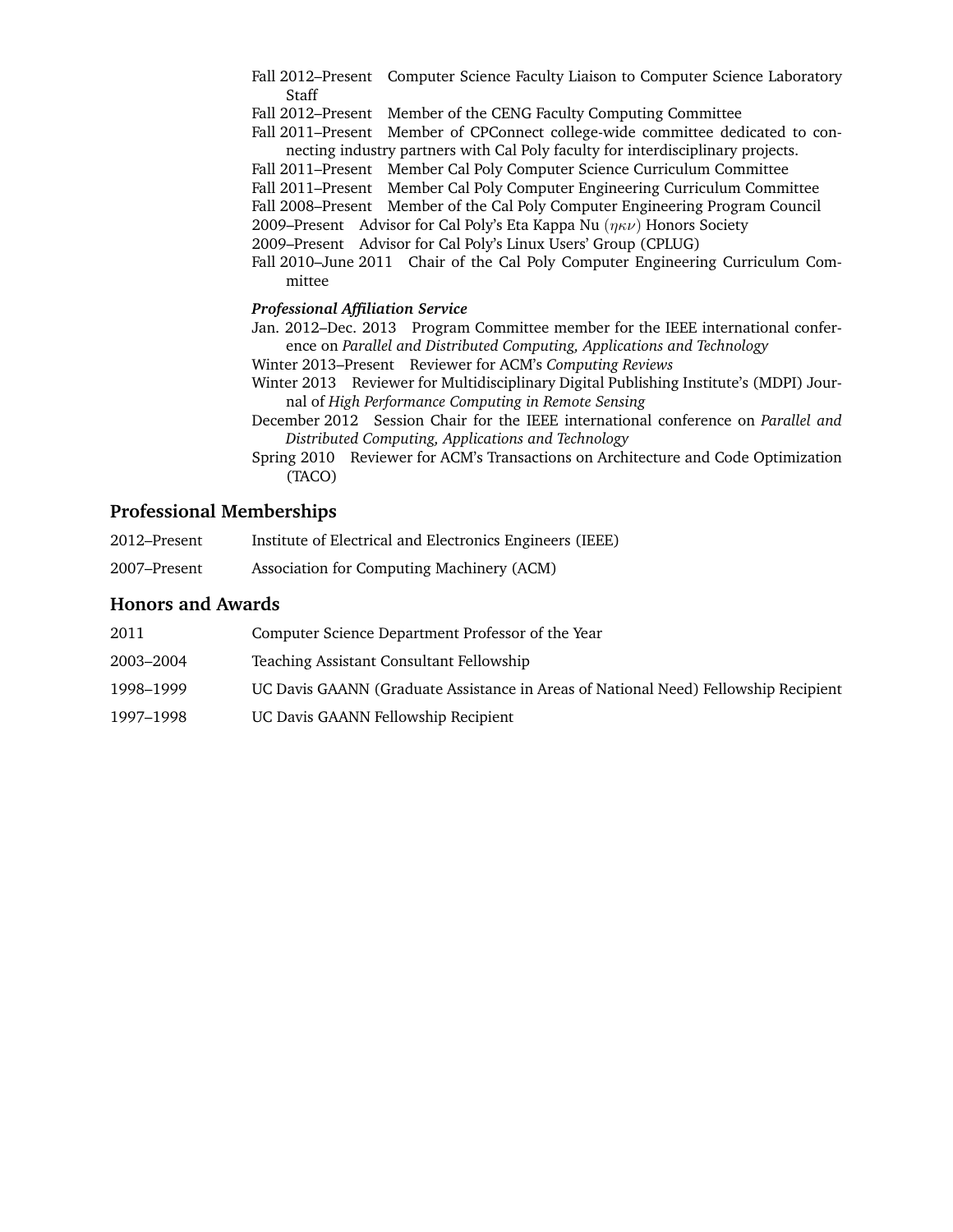- Fall 2012–Present Computer Science Faculty Liaison to Computer Science Laboratory Staff
- Fall 2012–Present Member of the CENG Faculty Computing Committee
- Fall 2011–Present Member of CPConnect college-wide committee dedicated to connecting industry partners with Cal Poly faculty for interdisciplinary projects.
- Fall 2011–Present Member Cal Poly Computer Science Curriculum Committee
- Fall 2011–Present Member Cal Poly Computer Engineering Curriculum Committee
- Fall 2008–Present Member of the Cal Poly Computer Engineering Program Council
- 2009–Present Advisor for Cal Poly's Eta Kappa Nu ($\eta\kappa\nu$) Honors Society
- 2009–Present Advisor for Cal Poly's Linux Users' Group (CPLUG)
- Fall 2010–June 2011 Chair of the Cal Poly Computer Engineering Curriculum Committee

***Professional Affiliation Service***

- Jan. 2012–Dec. 2013 Program Committee member for the IEEE international conference on *Parallel and Distributed Computing, Applications and Technology*
- Winter 2013–Present Reviewer for ACM's *Computing Reviews*
- Winter 2013 Reviewer for Multidisciplinary Digital Publishing Institute's (MDPI) Journal of *High Performance Computing in Remote Sensing*
- December 2012 Session Chair for the IEEE international conference on *Parallel and Distributed Computing, Applications and Technology*
- Spring 2010 Reviewer for ACM's Transactions on Architecture and Code Optimization (TACO)

## Professional Memberships

| | |
|---|---|
| 2012–Present | Institute of Electrical and Electronics Engineers (IEEE) |
| 2007–Present | Association for Computing Machinery (ACM) |

## Honors and Awards

| | |
|---|---|
| 2011 | Computer Science Department Professor of the Year |
| 2003–2004 | Teaching Assistant Consultant Fellowship |
| 1998–1999 | UC Davis GAANN (Graduate Assistance in Areas of National Need) Fellowship Recipient |
| 1997–1998 | UC Davis GAANN Fellowship Recipient |